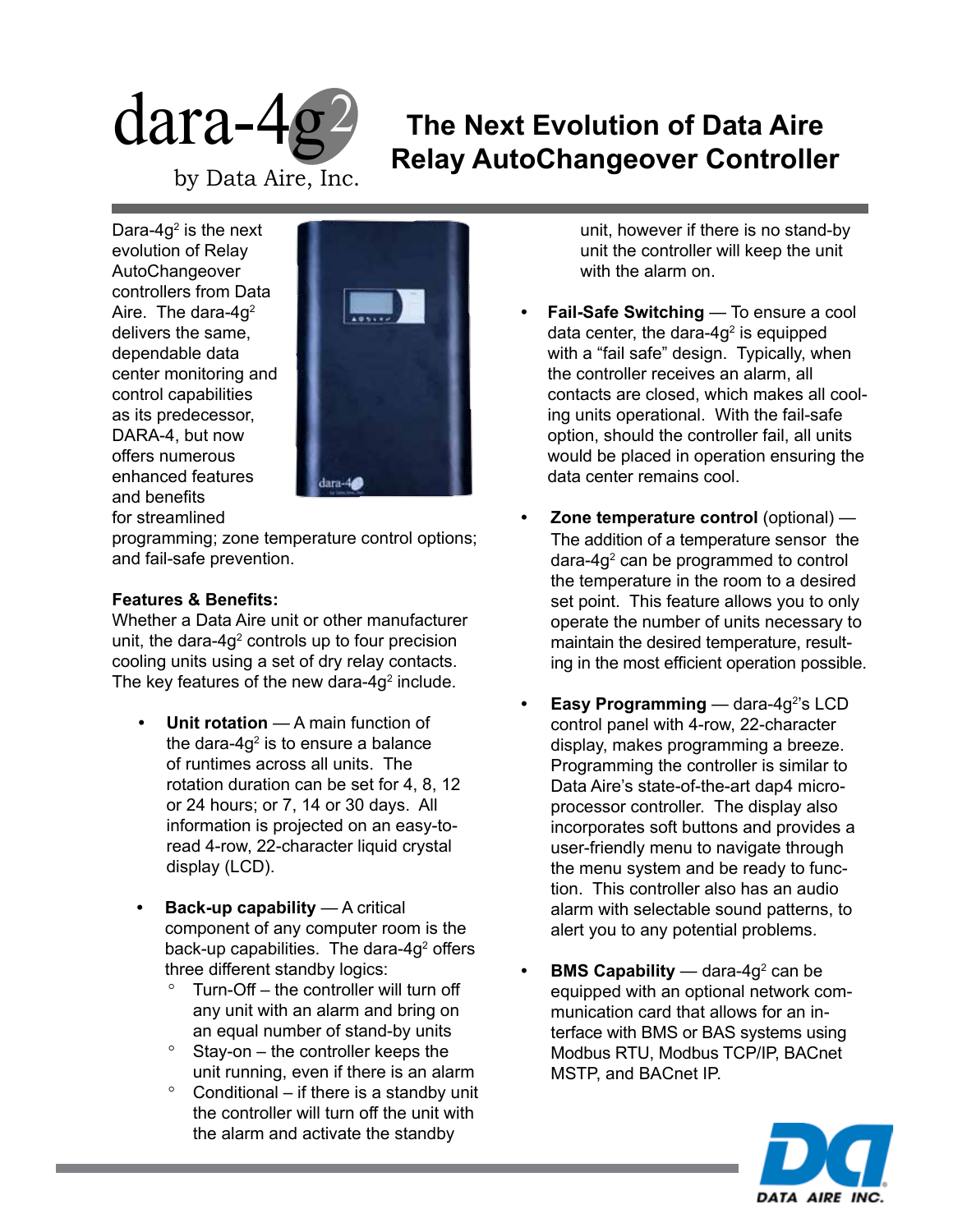# dara-4g[2]

by Data Aire, Inc.

## The Next Evolution of Data Aire Relay AutoChangeover Controller

Dara-4g[2] is the next evolution of Relay AutoChangeover controllers from Data Aire. The dara-4g[2] delivers the same, dependable data center monitoring and control capabilities as its predecessor, DARA-4, but now offers numerous enhanced features and benefits for streamlined programming; zone temperature control options; and fail-safe prevention.

**Features & Benefits:**

Whether a Data Aire unit or other manufacturer unit, the dara-4g[2] controls up to four precision cooling units using a set of dry relay contacts. The key features of the new dara-4g[2] include.

- **Unit rotation** — A main function of the dara-4g[2] is to ensure a balance of runtimes across all units. The rotation duration can be set for 4, 8, 12 or 24 hours; or 7, 14 or 30 days. All information is projected on an easy-to-read 4-row, 22-character liquid crystal display (LCD).

- **Back-up capability** — A critical component of any computer room is the back-up capabilities. The dara-4g[2] offers three different standby logics:
  - Turn-Off – the controller will turn off any unit with an alarm and bring on an equal number of stand-by units
  - Stay-on – the controller keeps the unit running, even if there is an alarm
  - Conditional – if there is a standby unit the controller will turn off the unit with the alarm and activate the standby unit, however if there is no stand-by unit the controller will keep the unit with the alarm on.

- **Fail-Safe Switching** — To ensure a cool data center, the dara-4g[2] is equipped with a "fail safe" design. Typically, when the controller receives an alarm, all contacts are closed, which makes all cooling units operational. With the fail-safe option, should the controller fail, all units would be placed in operation ensuring the data center remains cool.

- **Zone temperature control** (optional) — The addition of a temperature sensor the dara-4g[2] can be programmed to control the temperature in the room to a desired set point. This feature allows you to only operate the number of units necessary to maintain the desired temperature, resulting in the most efficient operation possible.

- **Easy Programming** — dara-4g[2]'s LCD control panel with 4-row, 22-character display, makes programming a breeze. Programming the controller is similar to Data Aire's state-of-the-art dap4 microprocessor controller. The display also incorporates soft buttons and provides a user-friendly menu to navigate through the menu system and be ready to function. This controller also has an audio alarm with selectable sound patterns, to alert you to any potential problems.

- **BMS Capability** — dara-4g[2] can be equipped with an optional network communication card that allows for an interface with BMS or BAS systems using Modbus RTU, Modbus TCP/IP, BACnet MSTP, and BACnet IP.

DATA AIRE INC.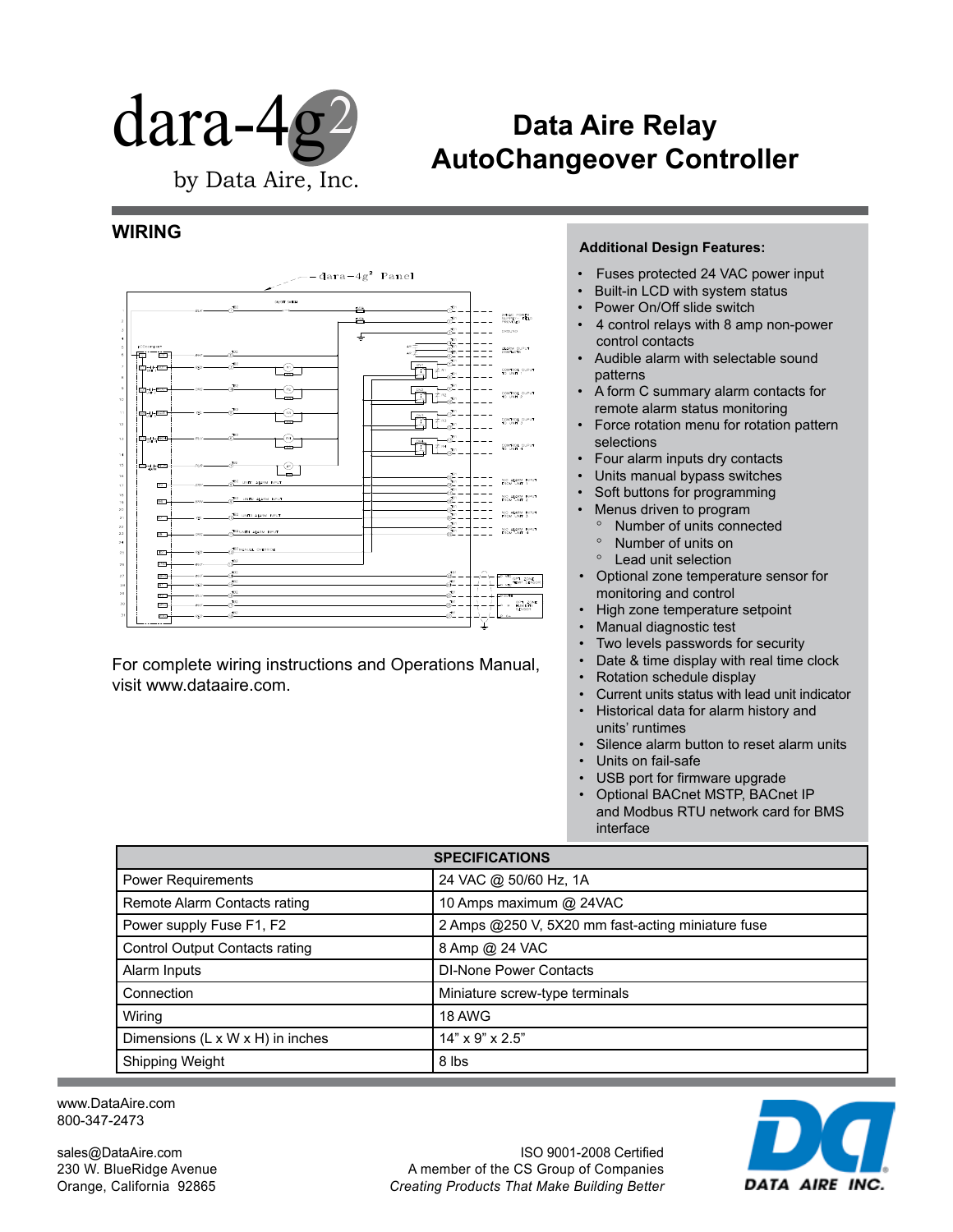# dara-4g2

by Data Aire, Inc.

# Data Aire Relay AutoChangeover Controller

## WIRING

dara-4g2 Panel

For complete wiring instructions and Operations Manual, visit www.dataaire.com.

### Additional Design Features:

- Fuses protected 24 VAC power input
- Built-in LCD with system status
- Power On/Off slide switch
- 4 control relays with 8 amp non-power control contacts
- Audible alarm with selectable sound patterns
- A form C summary alarm contacts for remote alarm status monitoring
- Force rotation menu for rotation pattern selections
- Four alarm inputs dry contacts
- Units manual bypass switches
- Soft buttons for programming
- Menus driven to program
  - Number of units connected
  - Number of units on
  - Lead unit selection
- Optional zone temperature sensor for monitoring and control
- High zone temperature setpoint
- Manual diagnostic test
- Two levels passwords for security
- Date & time display with real time clock
- Rotation schedule display
- Current units status with lead unit indicator
- Historical data for alarm history and units' runtimes
- Silence alarm button to reset alarm units
- Units on fail-safe
- USB port for firmware upgrade
- Optional BACnet MSTP, BACnet IP and Modbus RTU network card for BMS interface

| SPECIFICATIONS | |
|---|---|
| Power Requirements | 24 VAC @ 50/60 Hz, 1A |
| Remote Alarm Contacts rating | 10 Amps maximum @ 24VAC |
| Power supply Fuse F1, F2 | 2 Amps @250 V, 5X20 mm fast-acting miniature fuse |
| Control Output Contacts rating | 8 Amp @ 24 VAC |
| Alarm Inputs | DI-None Power Contacts |
| Connection | Miniature screw-type terminals |
| Wiring | 18 AWG |
| Dimensions (L x W x H) in inches | 14" x 9" x 2.5" |
| Shipping Weight | 8 lbs |

www.DataAire.com
800-347-2473

sales@DataAire.com
230 W. BlueRidge Avenue
Orange, California 92865

ISO 9001-2008 Certified
A member of the CS Group of Companies
*Creating Products That Make Building Better*

DATA AIRE INC.